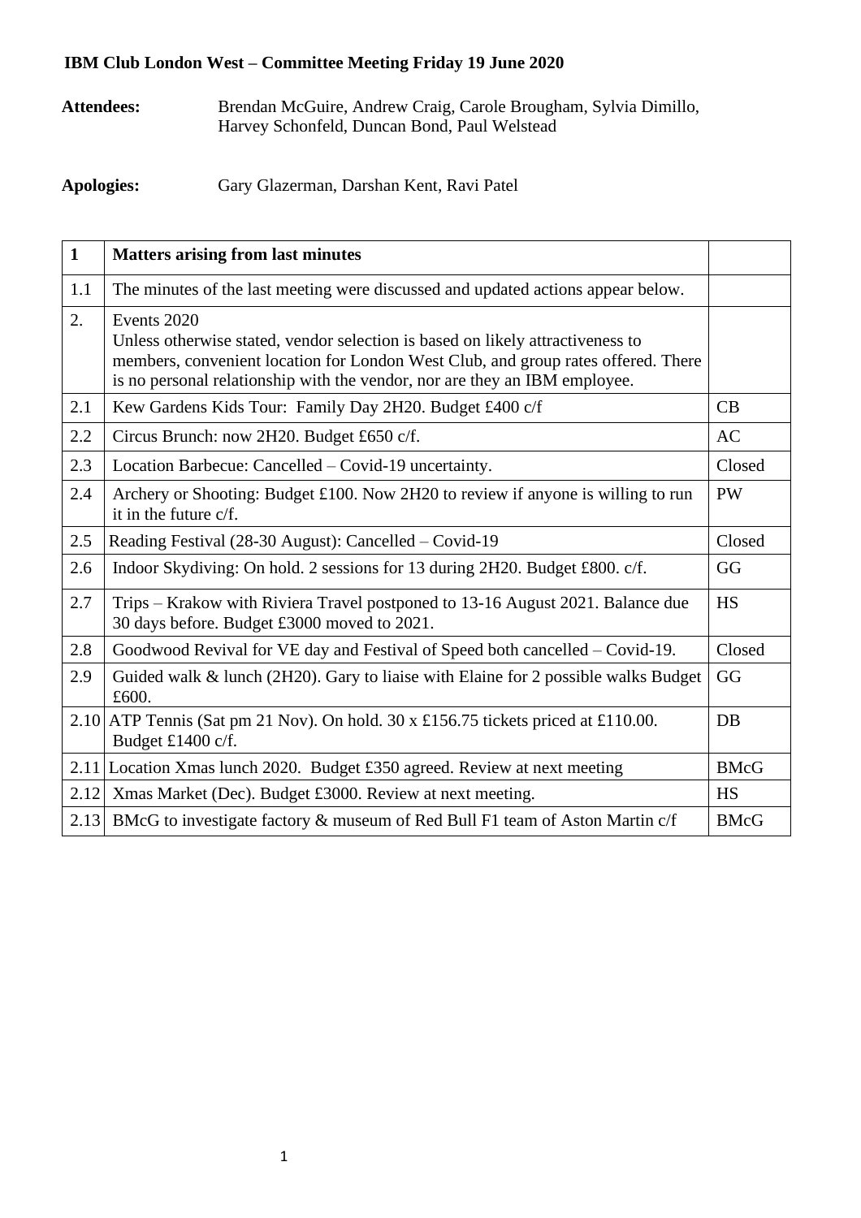**IBM Club London West – Committee Meeting Friday 19 June 2020**

**Attendees:** Brendan McGuire, Andrew Craig, Carole Brougham, Sylvia Dimillo, Harvey Schonfeld, Duncan Bond, Paul Welstead

**Apologies:** Gary Glazerman, Darshan Kent, Ravi Patel

| 1 | **Matters arising from last minutes** | |
|---|---|---|
| 1.1 | The minutes of the last meeting were discussed and updated actions appear below. | |
| 2. | Events 2020<br>Unless otherwise stated, vendor selection is based on likely attractiveness to members, convenient location for London West Club, and group rates offered. There is no personal relationship with the vendor, nor are they an IBM employee. | |
| 2.1 | Kew Gardens Kids Tour: Family Day 2H20. Budget £400 c/f | CB |
| 2.2 | Circus Brunch: now 2H20. Budget £650 c/f. | AC |
| 2.3 | Location Barbecue: Cancelled – Covid-19 uncertainty. | Closed |
| 2.4 | Archery or Shooting: Budget £100. Now 2H20 to review if anyone is willing to run it in the future c/f. | PW |
| 2.5 | Reading Festival (28-30 August): Cancelled – Covid-19 | Closed |
| 2.6 | Indoor Skydiving: On hold. 2 sessions for 13 during 2H20. Budget £800. c/f. | GG |
| 2.7 | Trips – Krakow with Riviera Travel postponed to 13-16 August 2021. Balance due 30 days before. Budget £3000 moved to 2021. | HS |
| 2.8 | Goodwood Revival for VE day and Festival of Speed both cancelled – Covid-19. | Closed |
| 2.9 | Guided walk & lunch (2H20). Gary to liaise with Elaine for 2 possible walks Budget £600. | GG |
| 2.10 | ATP Tennis (Sat pm 21 Nov). On hold. 30 x £156.75 tickets priced at £110.00. Budget £1400 c/f. | DB |
| 2.11 | Location Xmas lunch 2020. Budget £350 agreed. Review at next meeting | BMcG |
| 2.12 | Xmas Market (Dec). Budget £3000. Review at next meeting. | HS |
| 2.13 | BMcG to investigate factory & museum of Red Bull F1 team of Aston Martin c/f | BMcG |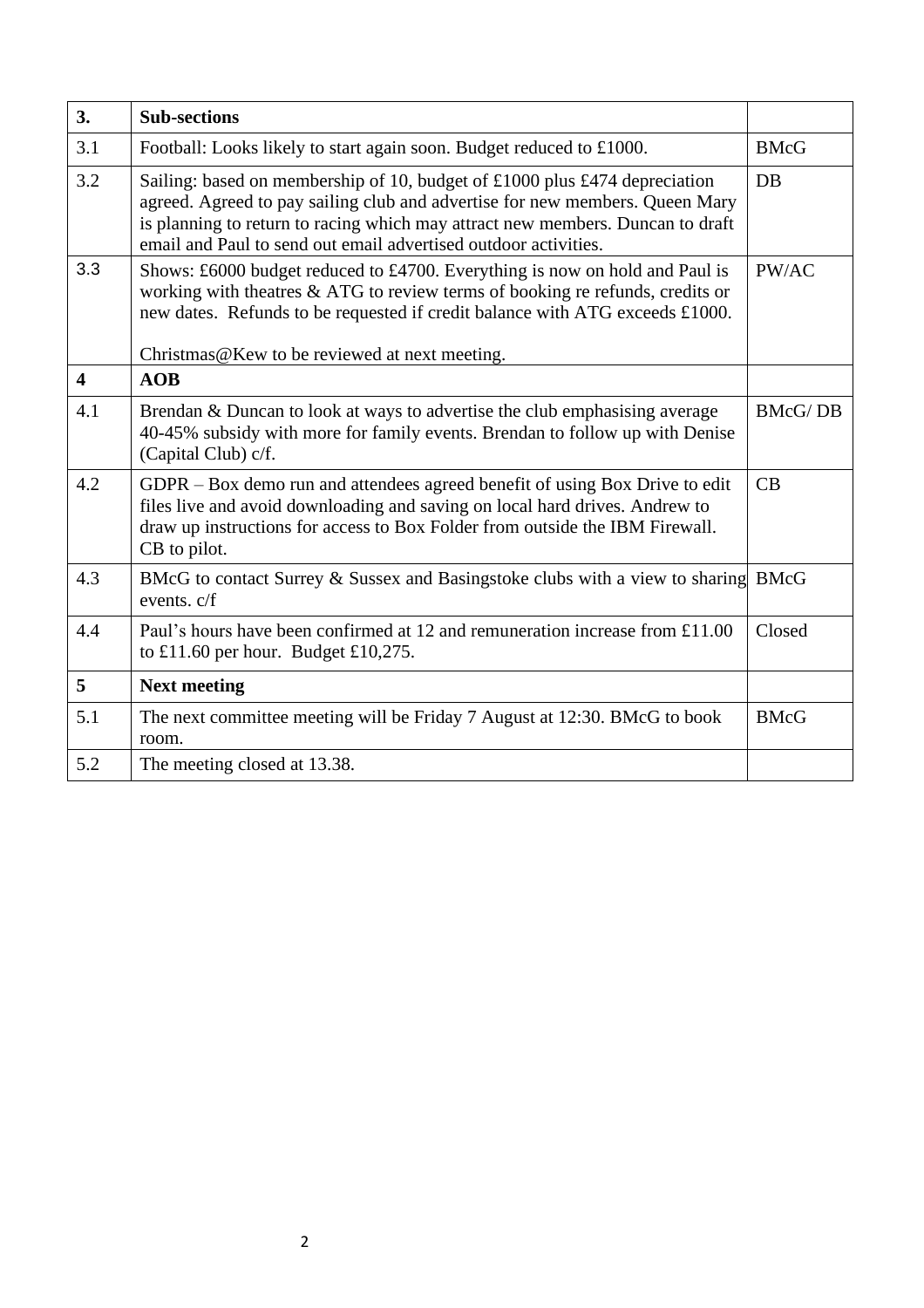| | | |
|---|---|---|
| **3.** | **Sub-sections** | |
| 3.1 | Football: Looks likely to start again soon. Budget reduced to £1000. | BMcG |
| 3.2 | Sailing: based on membership of 10, budget of £1000 plus £474 depreciation agreed. Agreed to pay sailing club and advertise for new members. Queen Mary is planning to return to racing which may attract new members. Duncan to draft email and Paul to send out email advertised outdoor activities. | DB |
| 3.3 | Shows: £6000 budget reduced to £4700. Everything is now on hold and Paul is working with theatres & ATG to review terms of booking re refunds, credits or new dates. Refunds to be requested if credit balance with ATG exceeds £1000.<br><br>Christmas@Kew to be reviewed at next meeting. | PW/AC |
| **4** | **AOB** | |
| 4.1 | Brendan & Duncan to look at ways to advertise the club emphasising average 40-45% subsidy with more for family events. Brendan to follow up with Denise (Capital Club) c/f. | BMcG/ DB |
| 4.2 | GDPR – Box demo run and attendees agreed benefit of using Box Drive to edit files live and avoid downloading and saving on local hard drives. Andrew to draw up instructions for access to Box Folder from outside the IBM Firewall. CB to pilot. | CB |
| 4.3 | BMcG to contact Surrey & Sussex and Basingstoke clubs with a view to sharing events. c/f | BMcG |
| 4.4 | Paul's hours have been confirmed at 12 and remuneration increase from £11.00 to £11.60 per hour. Budget £10,275. | Closed |
| **5** | **Next meeting** | |
| 5.1 | The next committee meeting will be Friday 7 August at 12:30. BMcG to book room. | BMcG |
| 5.2 | The meeting closed at 13.38. | |